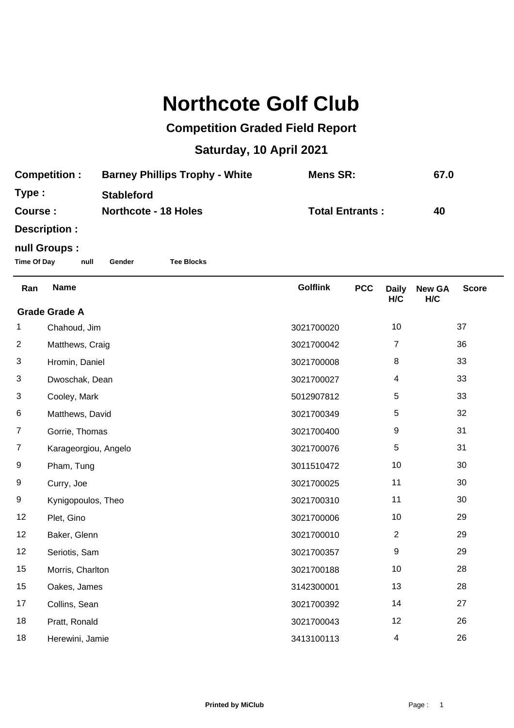# Northcote Golf Club

## Competition Graded Field Report

## Saturday, 10 April 2021

**Competition :** **Barney Phillips Trophy - White** **Mens SR:** **67.0**

**Type :** **Stableford**

**Course :** **Northcote - 18 Holes** **Total Entrants :** **40**

**Description :**

**null Groups :**

**Time Of Day** **null** **Gender** **Tee Blocks**

| Ran | Name | Golflink | PCC | Daily H/C | New GA H/C | Score |
|---|---|---|---|---|---|---|
| **Grade Grade A** | | | | | | |
| 1 | Chahoud, Jim | 3021700020 | | 10 | | 37 |
| 2 | Matthews, Craig | 3021700042 | | 7 | | 36 |
| 3 | Hromin, Daniel | 3021700008 | | 8 | | 33 |
| 3 | Dwoschak, Dean | 3021700027 | | 4 | | 33 |
| 3 | Cooley, Mark | 5012907812 | | 5 | | 33 |
| 6 | Matthews, David | 3021700349 | | 5 | | 32 |
| 7 | Gorrie, Thomas | 3021700400 | | 9 | | 31 |
| 7 | Karageorgiou, Angelo | 3021700076 | | 5 | | 31 |
| 9 | Pham, Tung | 3011510472 | | 10 | | 30 |
| 9 | Curry, Joe | 3021700025 | | 11 | | 30 |
| 9 | Kynigopoulos, Theo | 3021700310 | | 11 | | 30 |
| 12 | Plet, Gino | 3021700006 | | 10 | | 29 |
| 12 | Baker, Glenn | 3021700010 | | 2 | | 29 |
| 12 | Seriotis, Sam | 3021700357 | | 9 | | 29 |
| 15 | Morris, Charlton | 3021700188 | | 10 | | 28 |
| 15 | Oakes, James | 3142300001 | | 13 | | 28 |
| 17 | Collins, Sean | 3021700392 | | 14 | | 27 |
| 18 | Pratt, Ronald | 3021700043 | | 12 | | 26 |
| 18 | Herewini, Jamie | 3413100113 | | 4 | | 26 |

Printed by MiClub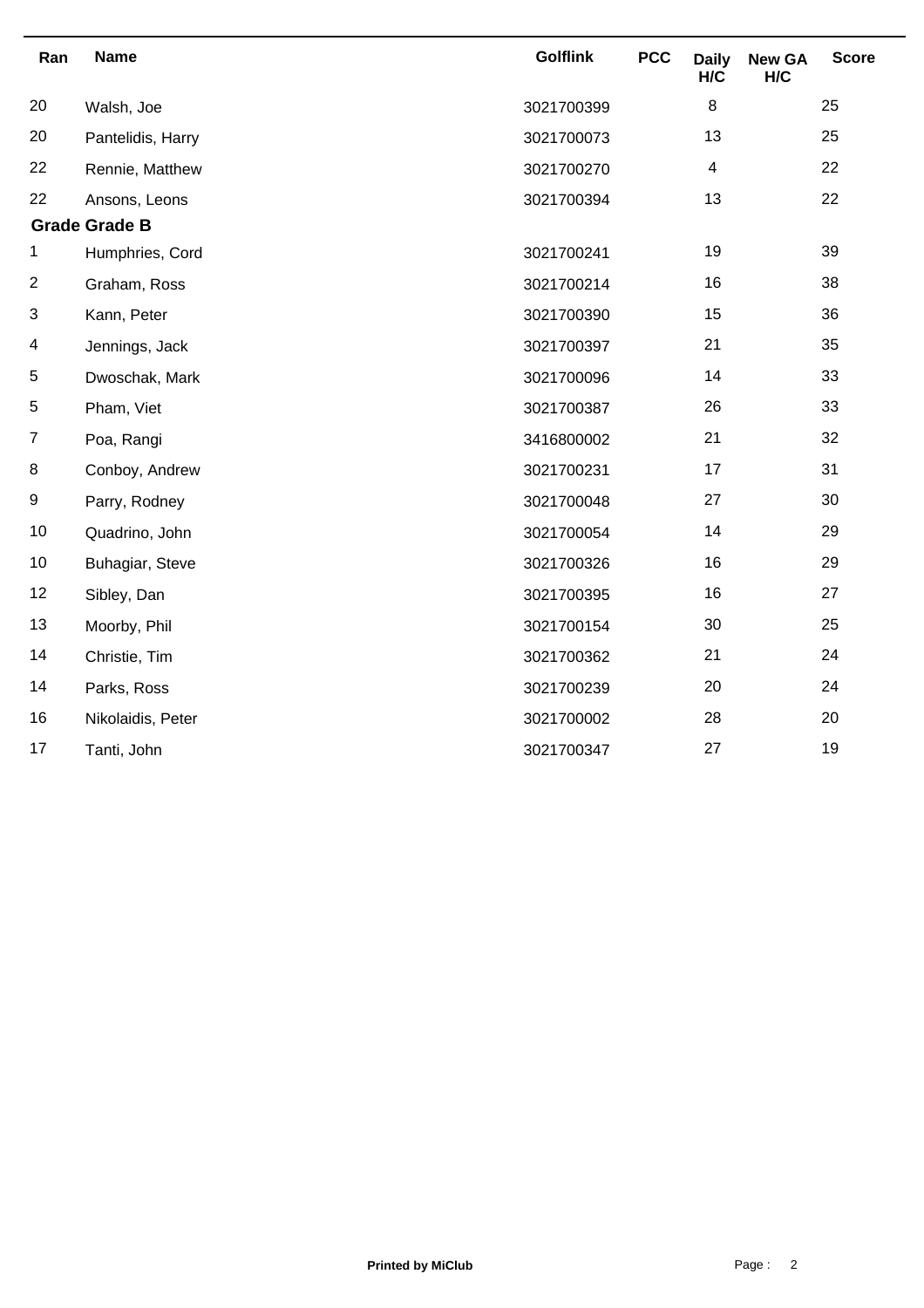| Ran | Name | Golflink | PCC | Daily H/C | New GA H/C | Score |
|---|---|---|---|---|---|---|
| 20 | Walsh, Joe | 3021700399 | | 8 | | 25 |
| 20 | Pantelidis, Harry | 3021700073 | | 13 | | 25 |
| 22 | Rennie, Matthew | 3021700270 | | 4 | | 22 |
| 22 | Ansons, Leons | 3021700394 | | 13 | | 22 |
| **Grade Grade B** | | | | | | |
| 1 | Humphries, Cord | 3021700241 | | 19 | | 39 |
| 2 | Graham, Ross | 3021700214 | | 16 | | 38 |
| 3 | Kann, Peter | 3021700390 | | 15 | | 36 |
| 4 | Jennings, Jack | 3021700397 | | 21 | | 35 |
| 5 | Dwoschak, Mark | 3021700096 | | 14 | | 33 |
| 5 | Pham, Viet | 3021700387 | | 26 | | 33 |
| 7 | Poa, Rangi | 3416800002 | | 21 | | 32 |
| 8 | Conboy, Andrew | 3021700231 | | 17 | | 31 |
| 9 | Parry, Rodney | 3021700048 | | 27 | | 30 |
| 10 | Quadrino, John | 3021700054 | | 14 | | 29 |
| 10 | Buhagiar, Steve | 3021700326 | | 16 | | 29 |
| 12 | Sibley, Dan | 3021700395 | | 16 | | 27 |
| 13 | Moorby, Phil | 3021700154 | | 30 | | 25 |
| 14 | Christie, Tim | 3021700362 | | 21 | | 24 |
| 14 | Parks, Ross | 3021700239 | | 20 | | 24 |
| 16 | Nikolaidis, Peter | 3021700002 | | 28 | | 20 |
| 17 | Tanti, John | 3021700347 | | 27 | | 19 |

**Printed by MiClub**